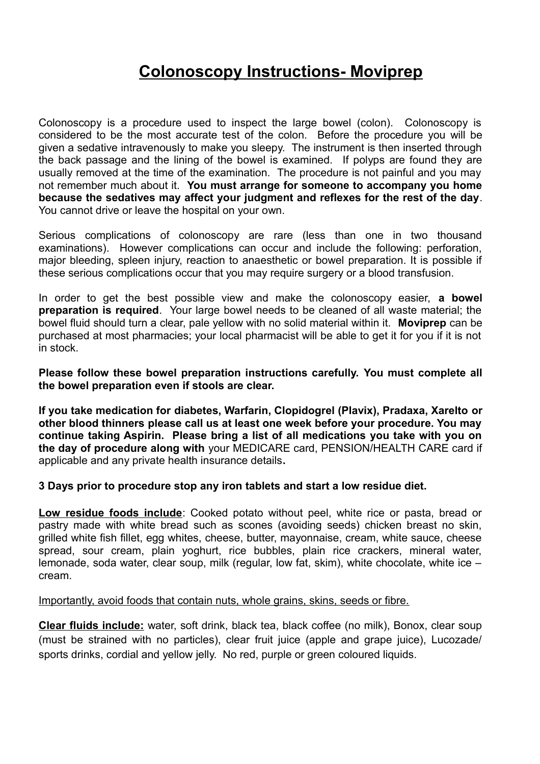# Colonoscopy Instructions- Moviprep

Colonoscopy is a procedure used to inspect the large bowel (colon). Colonoscopy is considered to be the most accurate test of the colon. Before the procedure you will be given a sedative intravenously to make you sleepy. The instrument is then inserted through the back passage and the lining of the bowel is examined. If polyps are found they are usually removed at the time of the examination. The procedure is not painful and you may not remember much about it. **You must arrange for someone to accompany you home because the sedatives may affect your judgment and reflexes for the rest of the day**. You cannot drive or leave the hospital on your own.

Serious complications of colonoscopy are rare (less than one in two thousand examinations). However complications can occur and include the following: perforation, major bleeding, spleen injury, reaction to anaesthetic or bowel preparation. It is possible if these serious complications occur that you may require surgery or a blood transfusion.

In order to get the best possible view and make the colonoscopy easier, **a bowel preparation is required**. Your large bowel needs to be cleaned of all waste material; the bowel fluid should turn a clear, pale yellow with no solid material within it. **Moviprep** can be purchased at most pharmacies; your local pharmacist will be able to get it for you if it is not in stock.

**Please follow these bowel preparation instructions carefully. You must complete all the bowel preparation even if stools are clear.**

**If you take medication for diabetes, Warfarin, Clopidogrel (Plavix), Pradaxa, Xarelto or other blood thinners please call us at least one week before your procedure. You may continue taking Aspirin. Please bring a list of all medications you take with you on the day of procedure along with** your MEDICARE card, PENSION/HEALTH CARE card if applicable and any private health insurance details**.**

**3 Days prior to procedure stop any iron tablets and start a low residue diet.**

**Low residue foods include**: Cooked potato without peel, white rice or pasta, bread or pastry made with white bread such as scones (avoiding seeds) chicken breast no skin, grilled white fish fillet, egg whites, cheese, butter, mayonnaise, cream, white sauce, cheese spread, sour cream, plain yoghurt, rice bubbles, plain rice crackers, mineral water, lemonade, soda water, clear soup, milk (regular, low fat, skim), white chocolate, white ice – cream.

Importantly, avoid foods that contain nuts, whole grains, skins, seeds or fibre.

**Clear fluids include:** water, soft drink, black tea, black coffee (no milk), Bonox, clear soup (must be strained with no particles), clear fruit juice (apple and grape juice), Lucozade/ sports drinks, cordial and yellow jelly. No red, purple or green coloured liquids.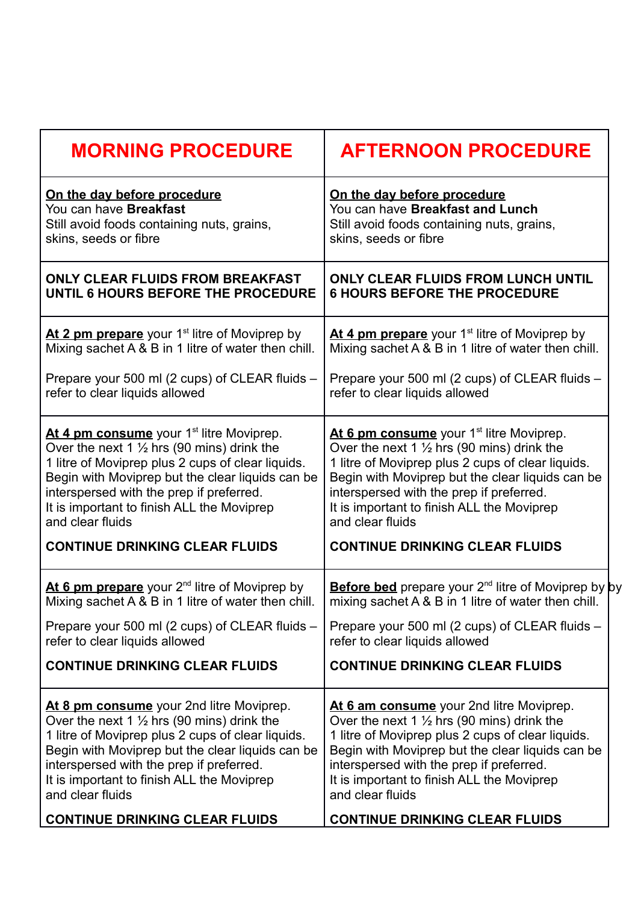| **MORNING PROCEDURE** | **AFTERNOON PROCEDURE** |
| --- | --- |
| **On the day before procedure**<br>You can have **Breakfast**<br>Still avoid foods containing nuts, grains, skins, seeds or fibre | **On the day before procedure**<br>You can have **Breakfast and Lunch**<br>Still avoid foods containing nuts, grains, skins, seeds or fibre |
| **ONLY CLEAR FLUIDS FROM BREAKFAST UNTIL 6 HOURS BEFORE THE PROCEDURE** | **ONLY CLEAR FLUIDS FROM LUNCH UNTIL 6 HOURS BEFORE THE PROCEDURE** |
| **At 2 pm prepare** your 1st litre of Moviprep by Mixing sachet A & B in 1 litre of water then chill.<br><br>Prepare your 500 ml (2 cups) of CLEAR fluids – refer to clear liquids allowed | **At 4 pm prepare** your 1st litre of Moviprep by Mixing sachet A & B in 1 litre of water then chill.<br><br>Prepare your 500 ml (2 cups) of CLEAR fluids – refer to clear liquids allowed |
| **At 4 pm consume** your 1st litre Moviprep.<br>Over the next 1 ½ hrs (90 mins) drink the 1 litre of Moviprep plus 2 cups of clear liquids. Begin with Moviprep but the clear liquids can be interspersed with the prep if preferred.<br>It is important to finish ALL the Moviprep and clear fluids<br><br>**CONTINUE DRINKING CLEAR FLUIDS** | **At 6 pm consume** your 1st litre Moviprep.<br>Over the next 1 ½ hrs (90 mins) drink the 1 litre of Moviprep plus 2 cups of clear liquids. Begin with Moviprep but the clear liquids can be interspersed with the prep if preferred.<br>It is important to finish ALL the Moviprep and clear fluids<br><br>**CONTINUE DRINKING CLEAR FLUIDS** |
| **At 6 pm prepare** your 2nd litre of Moviprep by Mixing sachet A & B in 1 litre of water then chill.<br><br>Prepare your 500 ml (2 cups) of CLEAR fluids – refer to clear liquids allowed<br><br>**CONTINUE DRINKING CLEAR FLUIDS** | **Before bed** prepare your 2nd litre of Moviprep by by mixing sachet A & B in 1 litre of water then chill.<br><br>Prepare your 500 ml (2 cups) of CLEAR fluids – refer to clear liquids allowed<br><br>**CONTINUE DRINKING CLEAR FLUIDS** |
| **At 8 pm consume** your 2nd litre Moviprep.<br>Over the next 1 ½ hrs (90 mins) drink the 1 litre of Moviprep plus 2 cups of clear liquids. Begin with Moviprep but the clear liquids can be interspersed with the prep if preferred.<br>It is important to finish ALL the Moviprep and clear fluids<br><br>**CONTINUE DRINKING CLEAR FLUIDS** | **At 6 am consume** your 2nd litre Moviprep.<br>Over the next 1 ½ hrs (90 mins) drink the 1 litre of Moviprep plus 2 cups of clear liquids. Begin with Moviprep but the clear liquids can be interspersed with the prep if preferred.<br>It is important to finish ALL the Moviprep and clear fluids<br><br>**CONTINUE DRINKING CLEAR FLUIDS** |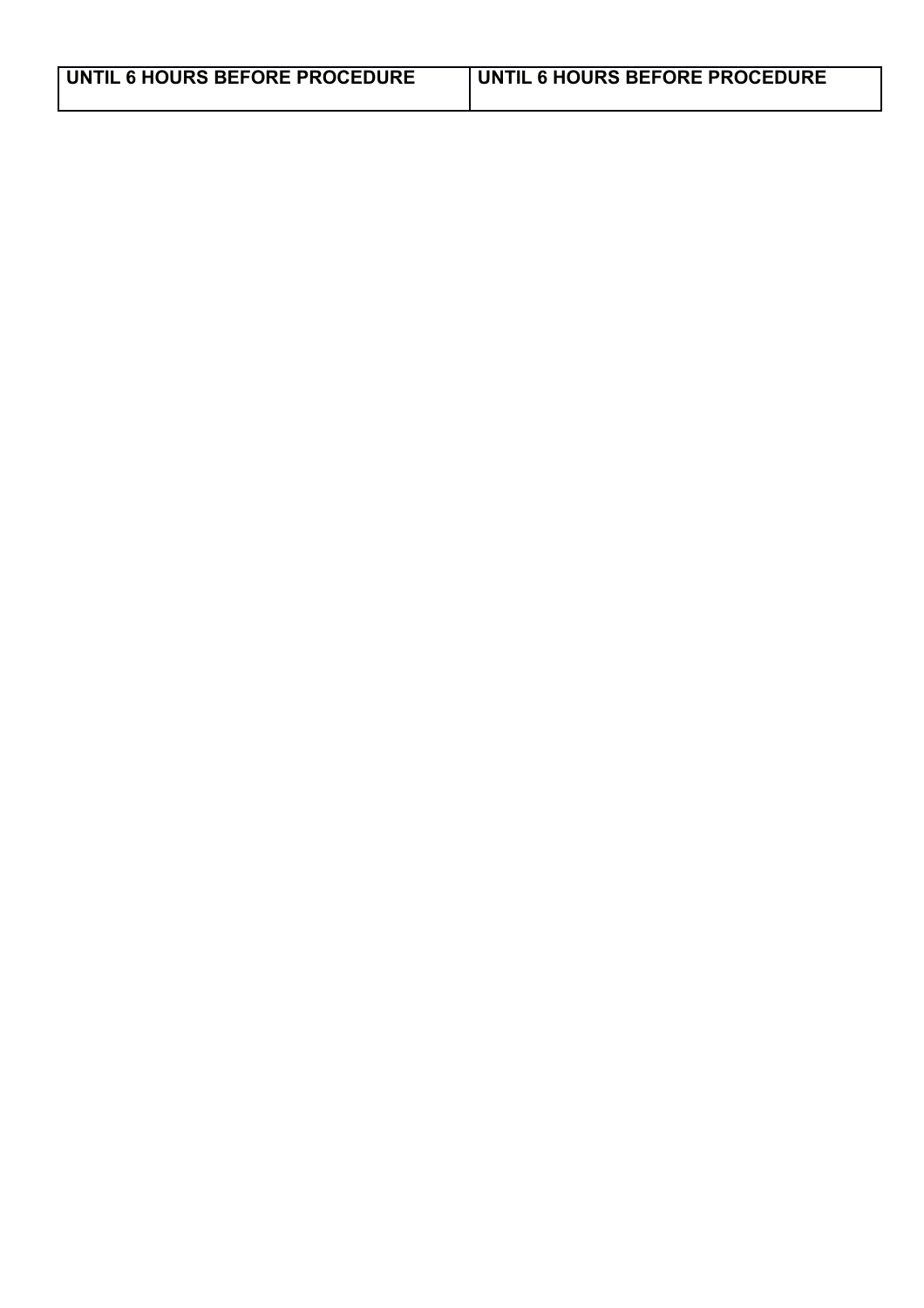| | |
|---|---|
| **UNTIL 6 HOURS BEFORE PROCEDURE** | **UNTIL 6 HOURS BEFORE PROCEDURE** |